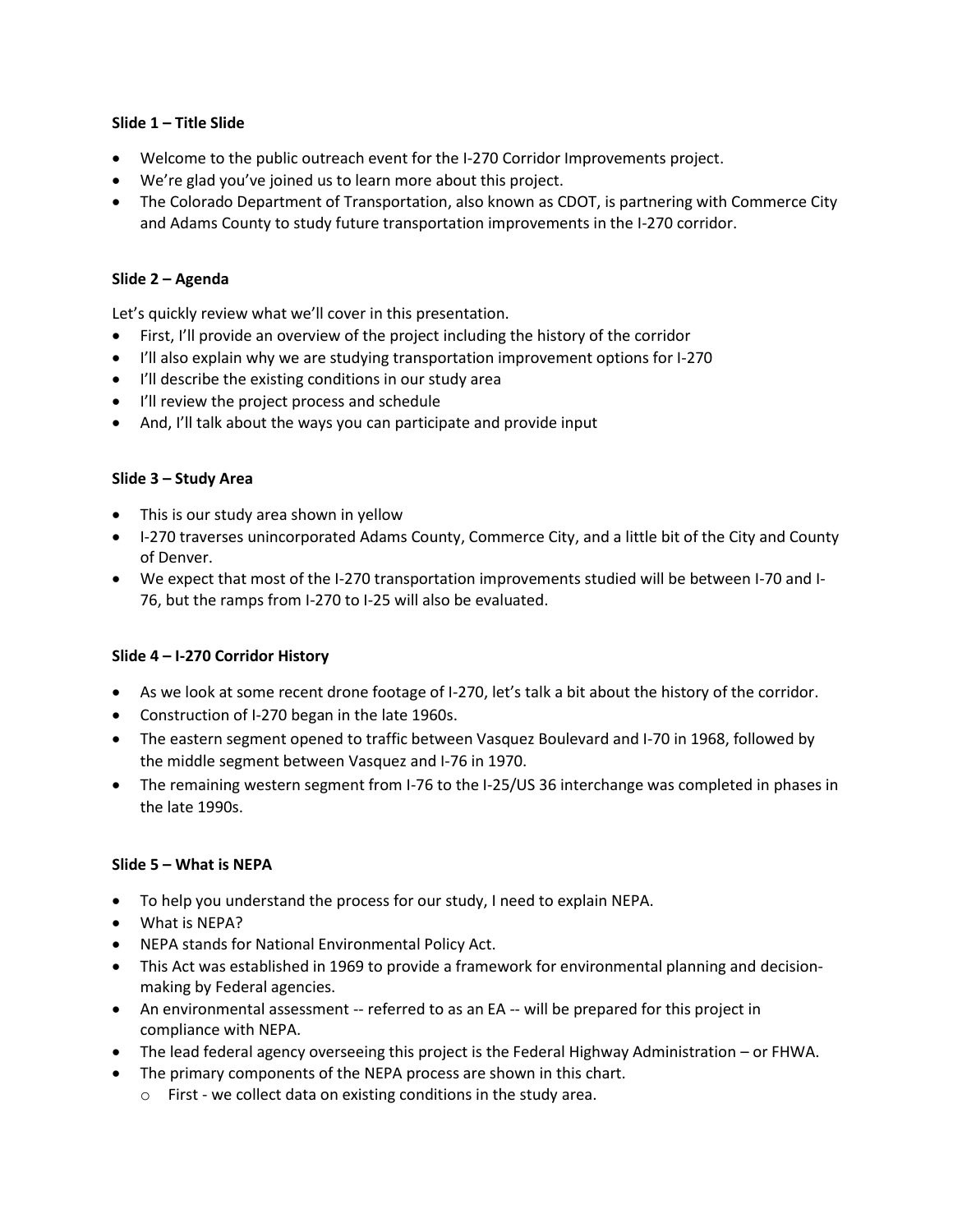**Slide 1 – Title Slide**

- Welcome to the public outreach event for the I-270 Corridor Improvements project.
- We're glad you've joined us to learn more about this project.
- The Colorado Department of Transportation, also known as CDOT, is partnering with Commerce City and Adams County to study future transportation improvements in the I-270 corridor.

**Slide 2 – Agenda**

Let's quickly review what we'll cover in this presentation.

- First, I'll provide an overview of the project including the history of the corridor
- I'll also explain why we are studying transportation improvement options for I-270
- I'll describe the existing conditions in our study area
- I'll review the project process and schedule
- And, I'll talk about the ways you can participate and provide input

**Slide 3 – Study Area**

- This is our study area shown in yellow
- I-270 traverses unincorporated Adams County, Commerce City, and a little bit of the City and County of Denver.
- We expect that most of the I-270 transportation improvements studied will be between I-70 and I-76, but the ramps from I-270 to I-25 will also be evaluated.

**Slide 4 – I-270 Corridor History**

- As we look at some recent drone footage of I-270, let's talk a bit about the history of the corridor.
- Construction of I-270 began in the late 1960s.
- The eastern segment opened to traffic between Vasquez Boulevard and I-70 in 1968, followed by the middle segment between Vasquez and I-76 in 1970.
- The remaining western segment from I-76 to the I-25/US 36 interchange was completed in phases in the late 1990s.

**Slide 5 – What is NEPA**

- To help you understand the process for our study, I need to explain NEPA.
- What is NEPA?
- NEPA stands for National Environmental Policy Act.
- This Act was established in 1969 to provide a framework for environmental planning and decision-making by Federal agencies.
- An environmental assessment -- referred to as an EA -- will be prepared for this project in compliance with NEPA.
- The lead federal agency overseeing this project is the Federal Highway Administration – or FHWA.
- The primary components of the NEPA process are shown in this chart.
  - First - we collect data on existing conditions in the study area.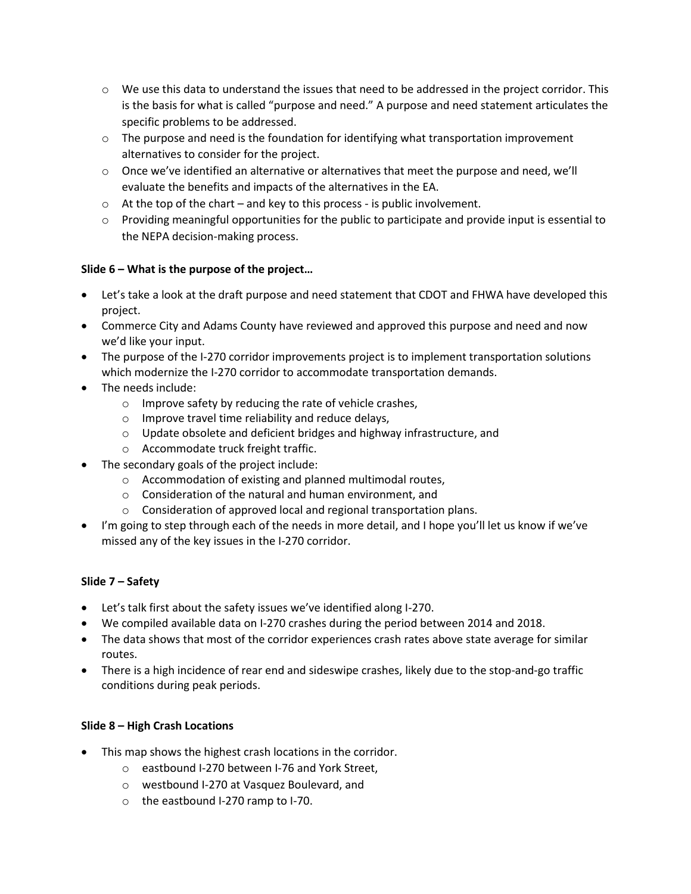- We use this data to understand the issues that need to be addressed in the project corridor. This is the basis for what is called "purpose and need." A purpose and need statement articulates the specific problems to be addressed.
  - The purpose and need is the foundation for identifying what transportation improvement alternatives to consider for the project.
  - Once we've identified an alternative or alternatives that meet the purpose and need, we'll evaluate the benefits and impacts of the alternatives in the EA.
  - At the top of the chart – and key to this process - is public involvement.
  - Providing meaningful opportunities for the public to participate and provide input is essential to the NEPA decision-making process.

**Slide 6 – What is the purpose of the project…**

- Let's take a look at the draft purpose and need statement that CDOT and FHWA have developed this project.
- Commerce City and Adams County have reviewed and approved this purpose and need and now we'd like your input.
- The purpose of the I-270 corridor improvements project is to implement transportation solutions which modernize the I-270 corridor to accommodate transportation demands.
- The needs include:
  - Improve safety by reducing the rate of vehicle crashes,
  - Improve travel time reliability and reduce delays,
  - Update obsolete and deficient bridges and highway infrastructure, and
  - Accommodate truck freight traffic.
- The secondary goals of the project include:
  - Accommodation of existing and planned multimodal routes,
  - Consideration of the natural and human environment, and
  - Consideration of approved local and regional transportation plans.
- I'm going to step through each of the needs in more detail, and I hope you'll let us know if we've missed any of the key issues in the I-270 corridor.

**Slide 7 – Safety**

- Let's talk first about the safety issues we've identified along I-270.
- We compiled available data on I-270 crashes during the period between 2014 and 2018.
- The data shows that most of the corridor experiences crash rates above state average for similar routes.
- There is a high incidence of rear end and sideswipe crashes, likely due to the stop-and-go traffic conditions during peak periods.

**Slide 8 – High Crash Locations**

- This map shows the highest crash locations in the corridor.
  - eastbound I-270 between I-76 and York Street,
  - westbound I-270 at Vasquez Boulevard, and
  - the eastbound I-270 ramp to I-70.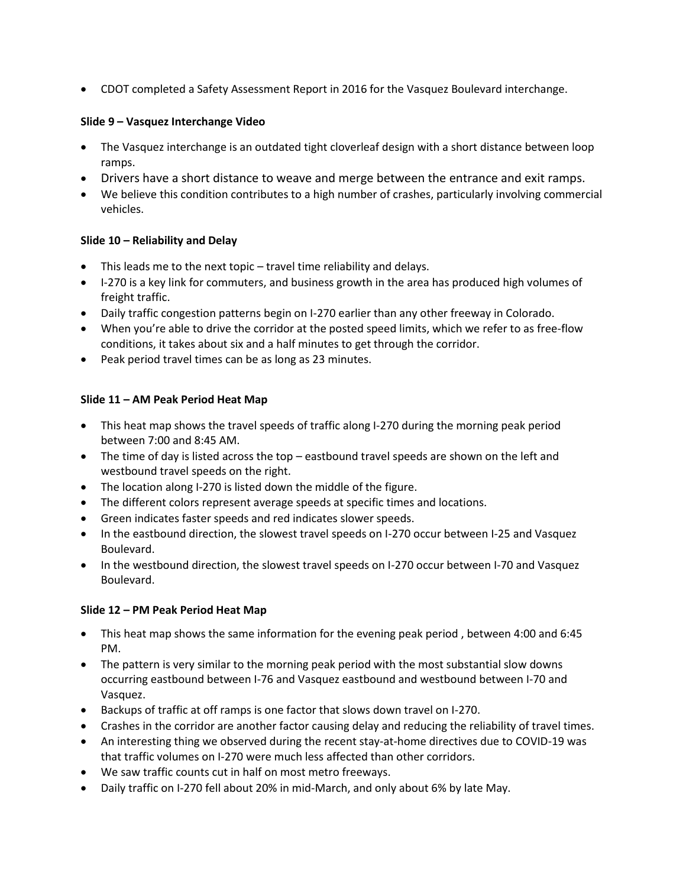- CDOT completed a Safety Assessment Report in 2016 for the Vasquez Boulevard interchange.

**Slide 9 – Vasquez Interchange Video**

- The Vasquez interchange is an outdated tight cloverleaf design with a short distance between loop ramps.
- Drivers have a short distance to weave and merge between the entrance and exit ramps.
- We believe this condition contributes to a high number of crashes, particularly involving commercial vehicles.

**Slide 10 – Reliability and Delay**

- This leads me to the next topic – travel time reliability and delays.
- I-270 is a key link for commuters, and business growth in the area has produced high volumes of freight traffic.
- Daily traffic congestion patterns begin on I-270 earlier than any other freeway in Colorado.
- When you're able to drive the corridor at the posted speed limits, which we refer to as free-flow conditions, it takes about six and a half minutes to get through the corridor.
- Peak period travel times can be as long as 23 minutes.

**Slide 11 – AM Peak Period Heat Map**

- This heat map shows the travel speeds of traffic along I-270 during the morning peak period between 7:00 and 8:45 AM.
- The time of day is listed across the top – eastbound travel speeds are shown on the left and westbound travel speeds on the right.
- The location along I-270 is listed down the middle of the figure.
- The different colors represent average speeds at specific times and locations.
- Green indicates faster speeds and red indicates slower speeds.
- In the eastbound direction, the slowest travel speeds on I-270 occur between I-25 and Vasquez Boulevard.
- In the westbound direction, the slowest travel speeds on I-270 occur between I-70 and Vasquez Boulevard.

**Slide 12 – PM Peak Period Heat Map**

- This heat map shows the same information for the evening peak period , between 4:00 and 6:45 PM.
- The pattern is very similar to the morning peak period with the most substantial slow downs occurring eastbound between I-76 and Vasquez eastbound and westbound between I-70 and Vasquez.
- Backups of traffic at off ramps is one factor that slows down travel on I-270.
- Crashes in the corridor are another factor causing delay and reducing the reliability of travel times.
- An interesting thing we observed during the recent stay-at-home directives due to COVID-19 was that traffic volumes on I-270 were much less affected than other corridors.
- We saw traffic counts cut in half on most metro freeways.
- Daily traffic on I-270 fell about 20% in mid-March, and only about 6% by late May.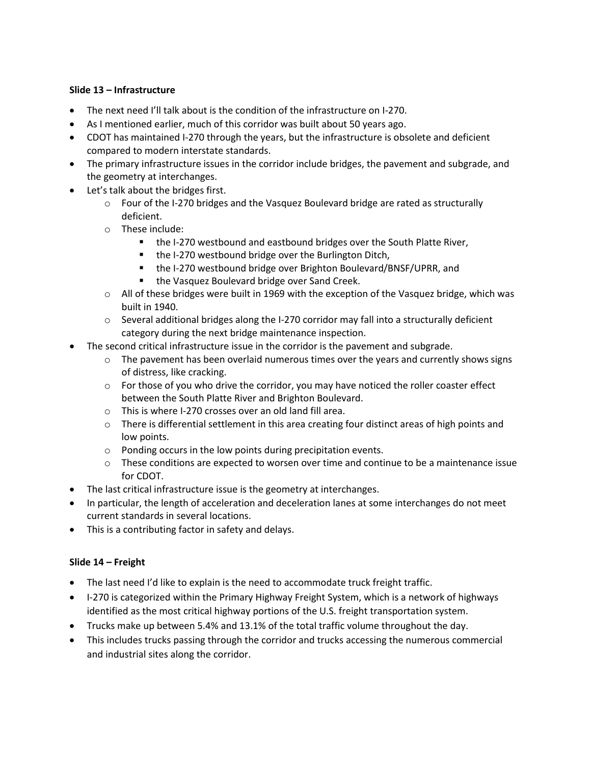**Slide 13 – Infrastructure**

- The next need I'll talk about is the condition of the infrastructure on I-270.
- As I mentioned earlier, much of this corridor was built about 50 years ago.
- CDOT has maintained I-270 through the years, but the infrastructure is obsolete and deficient compared to modern interstate standards.
- The primary infrastructure issues in the corridor include bridges, the pavement and subgrade, and the geometry at interchanges.
- Let's talk about the bridges first.
  - Four of the I-270 bridges and the Vasquez Boulevard bridge are rated as structurally deficient.
  - These include:
    - the I-270 westbound and eastbound bridges over the South Platte River,
    - the I-270 westbound bridge over the Burlington Ditch,
    - the I-270 westbound bridge over Brighton Boulevard/BNSF/UPRR, and
    - the Vasquez Boulevard bridge over Sand Creek.
  - All of these bridges were built in 1969 with the exception of the Vasquez bridge, which was built in 1940.
  - Several additional bridges along the I-270 corridor may fall into a structurally deficient category during the next bridge maintenance inspection.
- The second critical infrastructure issue in the corridor is the pavement and subgrade.
  - The pavement has been overlaid numerous times over the years and currently shows signs of distress, like cracking.
  - For those of you who drive the corridor, you may have noticed the roller coaster effect between the South Platte River and Brighton Boulevard.
  - This is where I-270 crosses over an old land fill area.
  - There is differential settlement in this area creating four distinct areas of high points and low points.
  - Ponding occurs in the low points during precipitation events.
  - These conditions are expected to worsen over time and continue to be a maintenance issue for CDOT.
- The last critical infrastructure issue is the geometry at interchanges.
- In particular, the length of acceleration and deceleration lanes at some interchanges do not meet current standards in several locations.
- This is a contributing factor in safety and delays.

**Slide 14 – Freight**

- The last need I'd like to explain is the need to accommodate truck freight traffic.
- I-270 is categorized within the Primary Highway Freight System, which is a network of highways identified as the most critical highway portions of the U.S. freight transportation system.
- Trucks make up between 5.4% and 13.1% of the total traffic volume throughout the day.
- This includes trucks passing through the corridor and trucks accessing the numerous commercial and industrial sites along the corridor.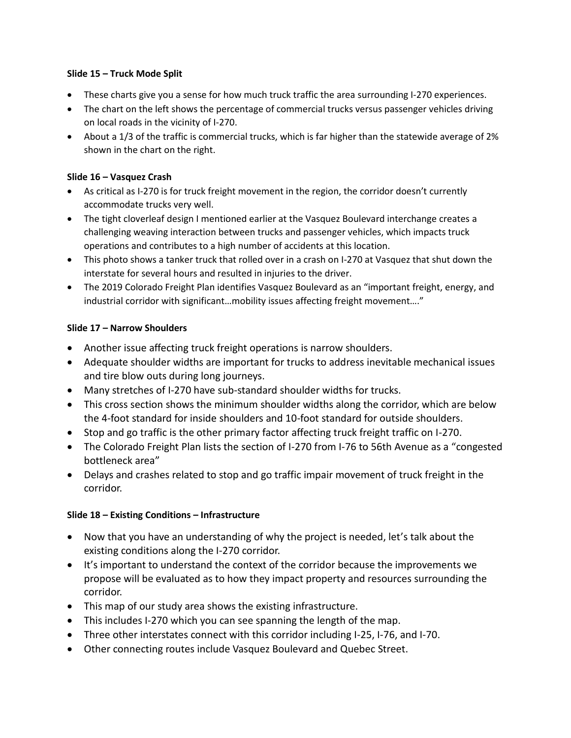**Slide 15 – Truck Mode Split**

- These charts give you a sense for how much truck traffic the area surrounding I-270 experiences.
- The chart on the left shows the percentage of commercial trucks versus passenger vehicles driving on local roads in the vicinity of I-270.
- About a 1/3 of the traffic is commercial trucks, which is far higher than the statewide average of 2% shown in the chart on the right.

**Slide 16 – Vasquez Crash**

- As critical as I-270 is for truck freight movement in the region, the corridor doesn't currently accommodate trucks very well.
- The tight cloverleaf design I mentioned earlier at the Vasquez Boulevard interchange creates a challenging weaving interaction between trucks and passenger vehicles, which impacts truck operations and contributes to a high number of accidents at this location.
- This photo shows a tanker truck that rolled over in a crash on I-270 at Vasquez that shut down the interstate for several hours and resulted in injuries to the driver.
- The 2019 Colorado Freight Plan identifies Vasquez Boulevard as an "important freight, energy, and industrial corridor with significant…mobility issues affecting freight movement…."

**Slide 17 – Narrow Shoulders**

- Another issue affecting truck freight operations is narrow shoulders.
- Adequate shoulder widths are important for trucks to address inevitable mechanical issues and tire blow outs during long journeys.
- Many stretches of I-270 have sub-standard shoulder widths for trucks.
- This cross section shows the minimum shoulder widths along the corridor, which are below the 4-foot standard for inside shoulders and 10-foot standard for outside shoulders.
- Stop and go traffic is the other primary factor affecting truck freight traffic on I-270.
- The Colorado Freight Plan lists the section of I-270 from I-76 to 56th Avenue as a "congested bottleneck area"
- Delays and crashes related to stop and go traffic impair movement of truck freight in the corridor.

**Slide 18 – Existing Conditions – Infrastructure**

- Now that you have an understanding of why the project is needed, let's talk about the existing conditions along the I-270 corridor.
- It's important to understand the context of the corridor because the improvements we propose will be evaluated as to how they impact property and resources surrounding the corridor.
- This map of our study area shows the existing infrastructure.
- This includes I-270 which you can see spanning the length of the map.
- Three other interstates connect with this corridor including I-25, I-76, and I-70.
- Other connecting routes include Vasquez Boulevard and Quebec Street.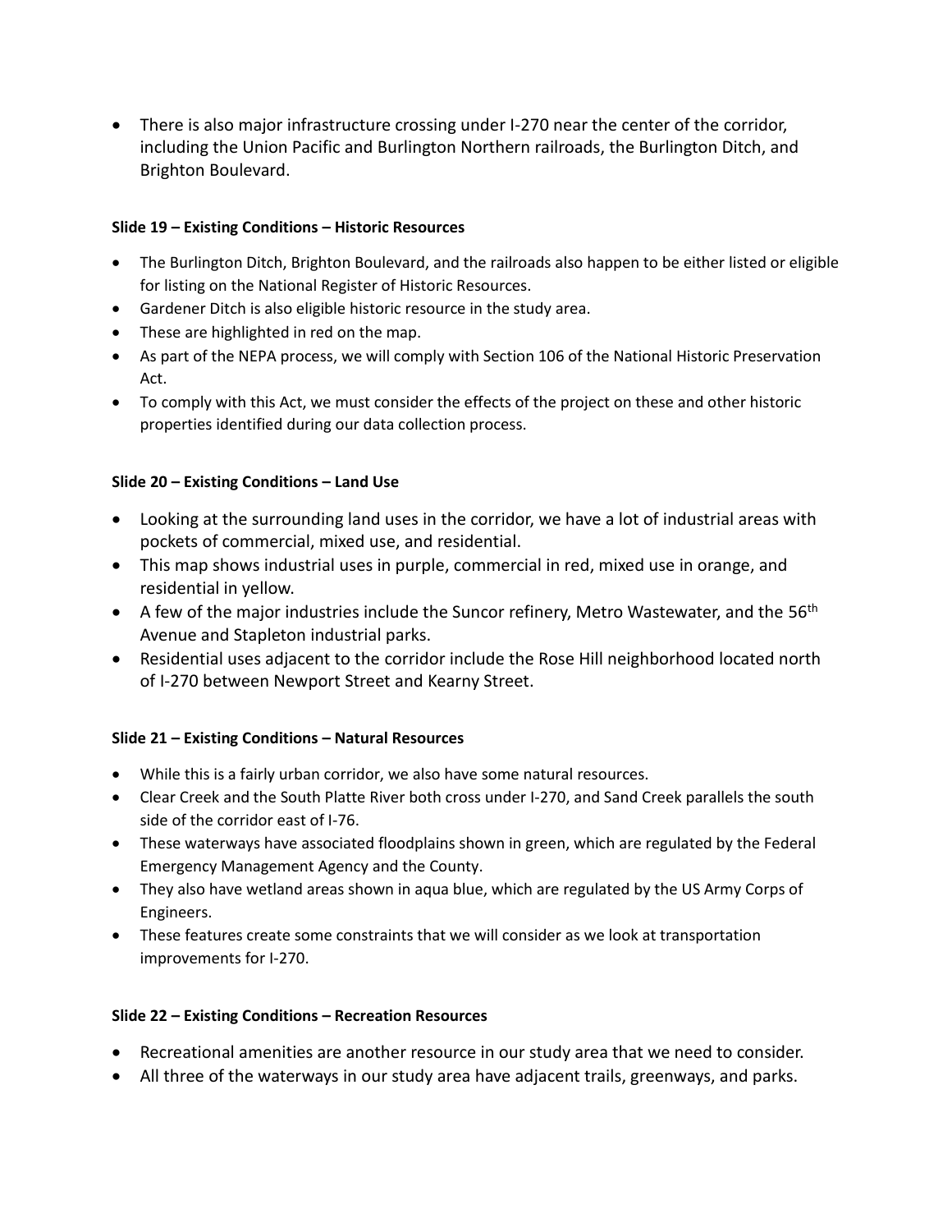- There is also major infrastructure crossing under I-270 near the center of the corridor, including the Union Pacific and Burlington Northern railroads, the Burlington Ditch, and Brighton Boulevard.

**Slide 19 – Existing Conditions – Historic Resources**

- The Burlington Ditch, Brighton Boulevard, and the railroads also happen to be either listed or eligible for listing on the National Register of Historic Resources.
- Gardener Ditch is also eligible historic resource in the study area.
- These are highlighted in red on the map.
- As part of the NEPA process, we will comply with Section 106 of the National Historic Preservation Act.
- To comply with this Act, we must consider the effects of the project on these and other historic properties identified during our data collection process.

**Slide 20 – Existing Conditions – Land Use**

- Looking at the surrounding land uses in the corridor, we have a lot of industrial areas with pockets of commercial, mixed use, and residential.
- This map shows industrial uses in purple, commercial in red, mixed use in orange, and residential in yellow.
- A few of the major industries include the Suncor refinery, Metro Wastewater, and the 56th Avenue and Stapleton industrial parks.
- Residential uses adjacent to the corridor include the Rose Hill neighborhood located north of I-270 between Newport Street and Kearny Street.

**Slide 21 – Existing Conditions – Natural Resources**

- While this is a fairly urban corridor, we also have some natural resources.
- Clear Creek and the South Platte River both cross under I-270, and Sand Creek parallels the south side of the corridor east of I-76.
- These waterways have associated floodplains shown in green, which are regulated by the Federal Emergency Management Agency and the County.
- They also have wetland areas shown in aqua blue, which are regulated by the US Army Corps of Engineers.
- These features create some constraints that we will consider as we look at transportation improvements for I-270.

**Slide 22 – Existing Conditions – Recreation Resources**

- Recreational amenities are another resource in our study area that we need to consider.
- All three of the waterways in our study area have adjacent trails, greenways, and parks.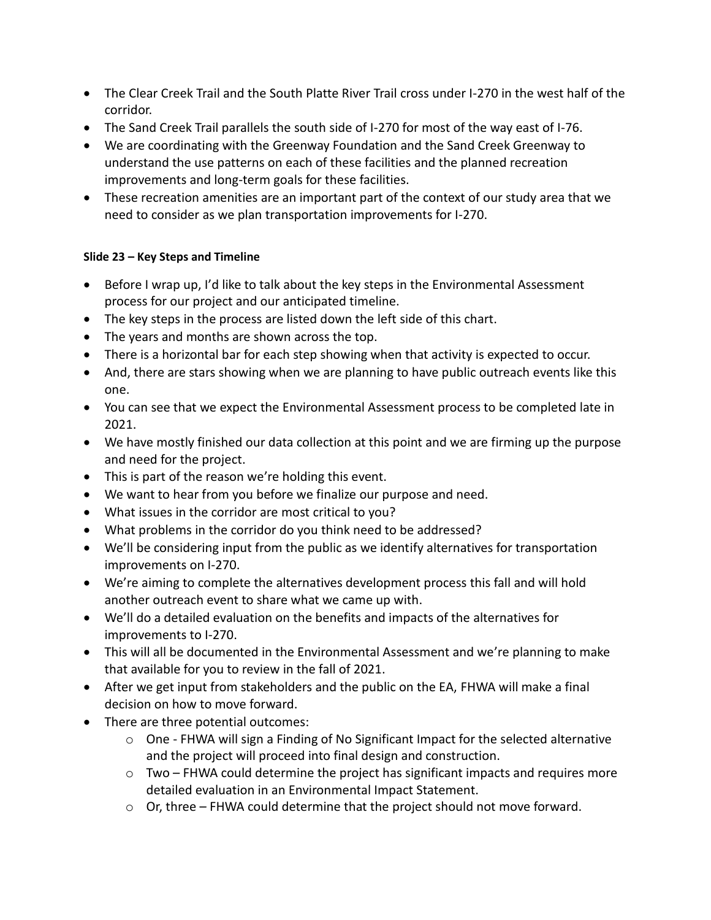- The Clear Creek Trail and the South Platte River Trail cross under I-270 in the west half of the corridor.
- The Sand Creek Trail parallels the south side of I-270 for most of the way east of I-76.
- We are coordinating with the Greenway Foundation and the Sand Creek Greenway to understand the use patterns on each of these facilities and the planned recreation improvements and long-term goals for these facilities.
- These recreation amenities are an important part of the context of our study area that we need to consider as we plan transportation improvements for I-270.

**Slide 23 – Key Steps and Timeline**

- Before I wrap up, I'd like to talk about the key steps in the Environmental Assessment process for our project and our anticipated timeline.
- The key steps in the process are listed down the left side of this chart.
- The years and months are shown across the top.
- There is a horizontal bar for each step showing when that activity is expected to occur.
- And, there are stars showing when we are planning to have public outreach events like this one.
- You can see that we expect the Environmental Assessment process to be completed late in 2021.
- We have mostly finished our data collection at this point and we are firming up the purpose and need for the project.
- This is part of the reason we're holding this event.
- We want to hear from you before we finalize our purpose and need.
- What issues in the corridor are most critical to you?
- What problems in the corridor do you think need to be addressed?
- We'll be considering input from the public as we identify alternatives for transportation improvements on I-270.
- We're aiming to complete the alternatives development process this fall and will hold another outreach event to share what we came up with.
- We'll do a detailed evaluation on the benefits and impacts of the alternatives for improvements to I-270.
- This will all be documented in the Environmental Assessment and we're planning to make that available for you to review in the fall of 2021.
- After we get input from stakeholders and the public on the EA, FHWA will make a final decision on how to move forward.
- There are three potential outcomes:
    - One - FHWA will sign a Finding of No Significant Impact for the selected alternative and the project will proceed into final design and construction.
    - Two – FHWA could determine the project has significant impacts and requires more detailed evaluation in an Environmental Impact Statement.
    - Or, three – FHWA could determine that the project should not move forward.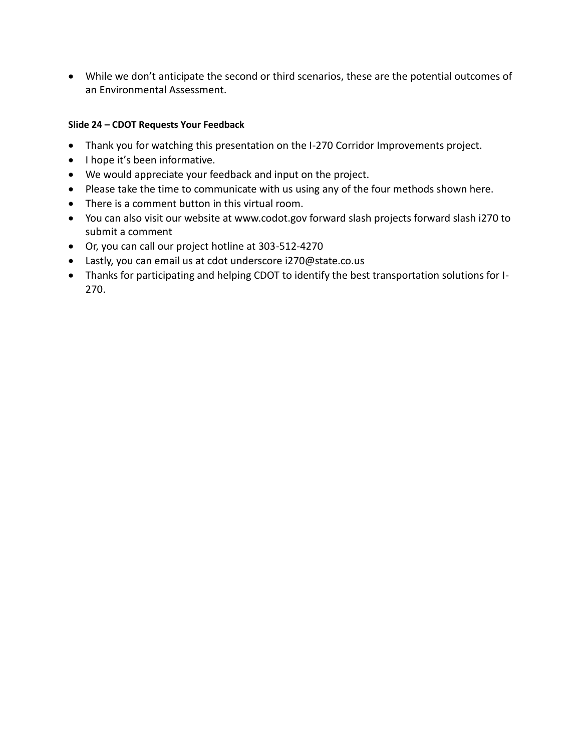- While we don't anticipate the second or third scenarios, these are the potential outcomes of an Environmental Assessment.

**Slide 24 – CDOT Requests Your Feedback**

- Thank you for watching this presentation on the I-270 Corridor Improvements project.
- I hope it's been informative.
- We would appreciate your feedback and input on the project.
- Please take the time to communicate with us using any of the four methods shown here.
- There is a comment button in this virtual room.
- You can also visit our website at www.codot.gov forward slash projects forward slash i270 to submit a comment
- Or, you can call our project hotline at 303-512-4270
- Lastly, you can email us at cdot underscore i270@state.co.us
- Thanks for participating and helping CDOT to identify the best transportation solutions for I-270.